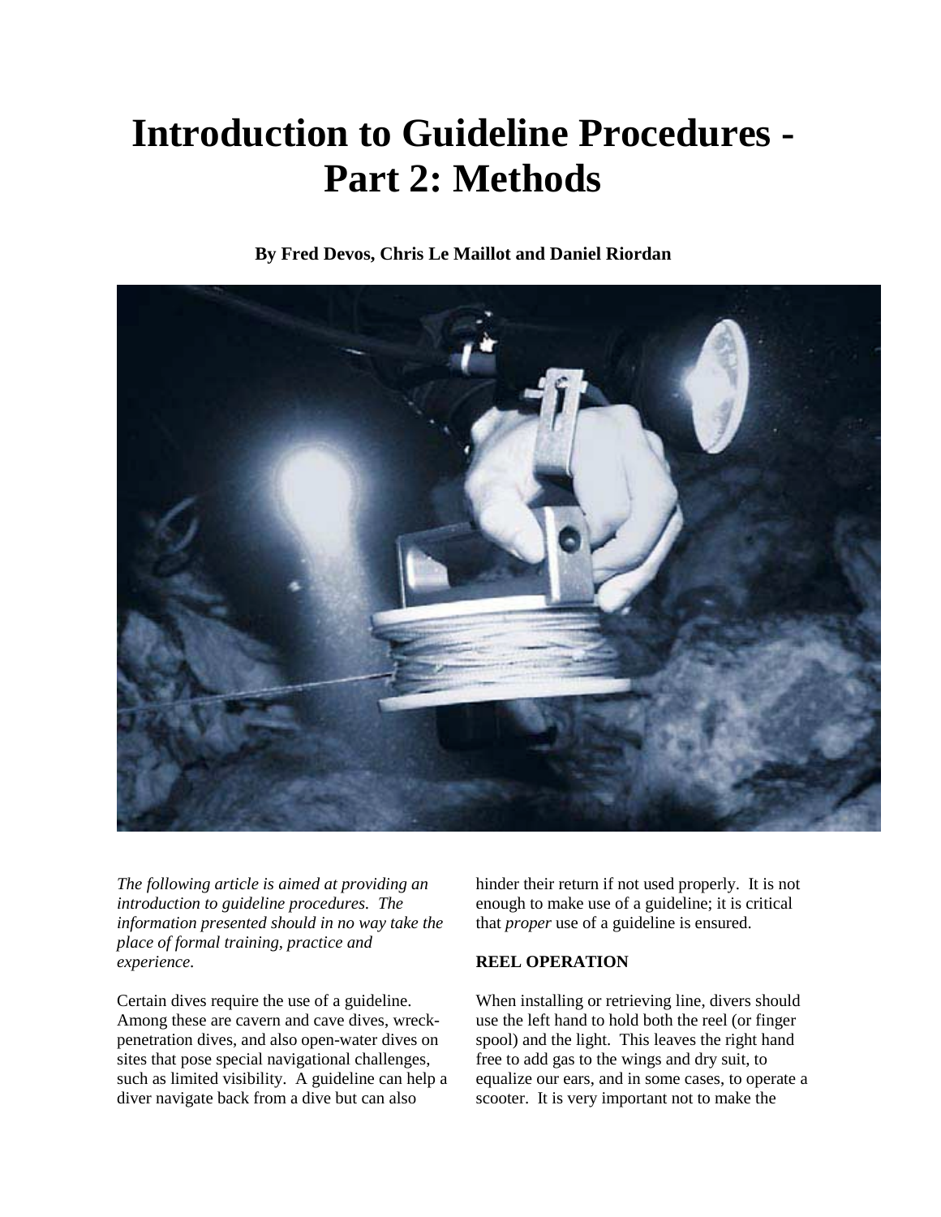# Introduction to Guideline Procedures - Part 2: Methods

**By Fred Devos, Chris Le Maillot and Daniel Riordan**

*The following article is aimed at providing an introduction to guideline procedures. The information presented should in no way take the place of formal training, practice and experience.*

Certain dives require the use of a guideline. Among these are cavern and cave dives, wreck-penetration dives, and also open-water dives on sites that pose special navigational challenges, such as limited visibility. A guideline can help a diver navigate back from a dive but can also hinder their return if not used properly. It is not enough to make use of a guideline; it is critical that *proper* use of a guideline is ensured.

**REEL OPERATION**

When installing or retrieving line, divers should use the left hand to hold both the reel (or finger spool) and the light. This leaves the right hand free to add gas to the wings and dry suit, to equalize our ears, and in some cases, to operate a scooter. It is very important not to make the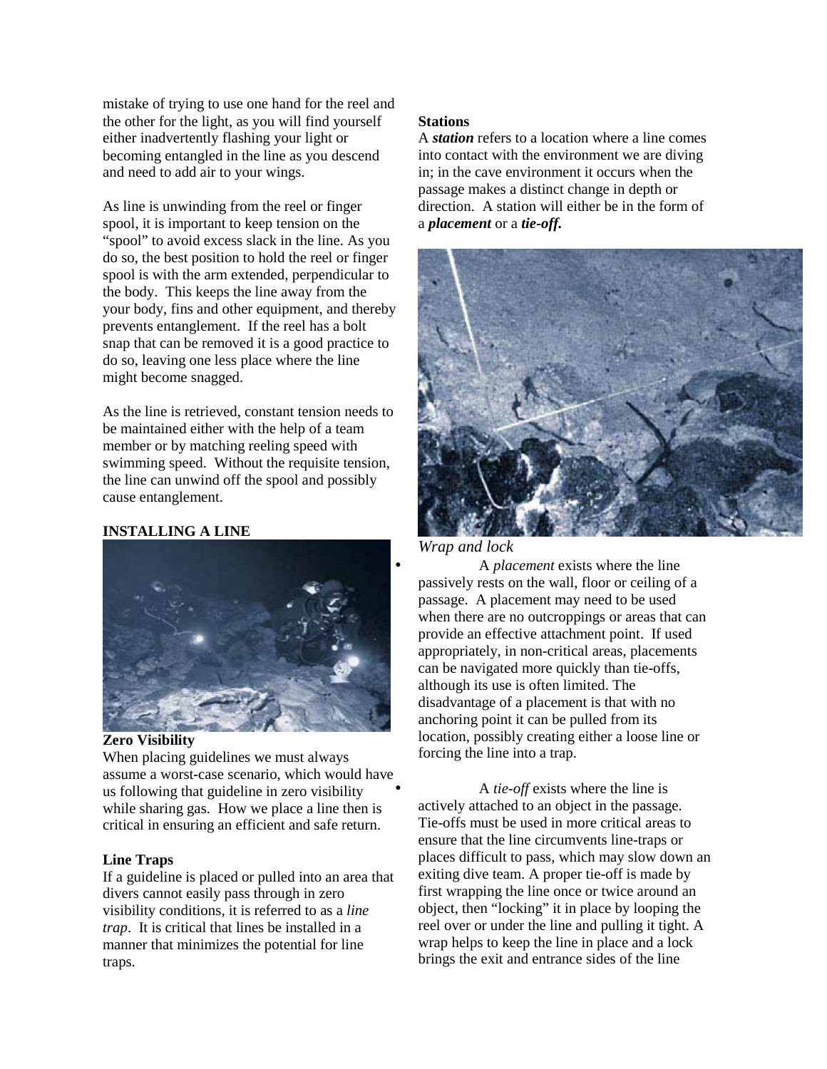mistake of trying to use one hand for the reel and the other for the light, as you will find yourself either inadvertently flashing your light or becoming entangled in the line as you descend and need to add air to your wings.

As line is unwinding from the reel or finger spool, it is important to keep tension on the "spool" to avoid excess slack in the line. As you do so, the best position to hold the reel or finger spool is with the arm extended, perpendicular to the body. This keeps the line away from the your body, fins and other equipment, and thereby prevents entanglement. If the reel has a bolt snap that can be removed it is a good practice to do so, leaving one less place where the line might become snagged.

As the line is retrieved, constant tension needs to be maintained either with the help of a team member or by matching reeling speed with swimming speed. Without the requisite tension, the line can unwind off the spool and possibly cause entanglement.

## INSTALLING A LINE

### Zero Visibility

When placing guidelines we must always assume a worst-case scenario, which would have us following that guideline in zero visibility while sharing gas. How we place a line then is critical in ensuring an efficient and safe return.

### Line Traps

If a guideline is placed or pulled into an area that divers cannot easily pass through in zero visibility conditions, it is referred to as a *line trap*. It is critical that lines be installed in a manner that minimizes the potential for line traps.

### Stations

A ***station*** refers to a location where a line comes into contact with the environment we are diving in; in the cave environment it occurs when the passage makes a distinct change in depth or direction. A station will either be in the form of a ***placement*** or a ***tie-off.***

*Wrap and lock*

- A *placement* exists where the line passively rests on the wall, floor or ceiling of a passage. A placement may need to be used when there are no outcroppings or areas that can provide an effective attachment point. If used appropriately, in non-critical areas, placements can be navigated more quickly than tie-offs, although its use is often limited. The disadvantage of a placement is that with no anchoring point it can be pulled from its location, possibly creating either a loose line or forcing the line into a trap.

- A *tie-off* exists where the line is actively attached to an object in the passage. Tie-offs must be used in more critical areas to ensure that the line circumvents line-traps or places difficult to pass, which may slow down an exiting dive team. A proper tie-off is made by first wrapping the line once or twice around an object, then "locking" it in place by looping the reel over or under the line and pulling it tight. A wrap helps to keep the line in place and a lock brings the exit and entrance sides of the line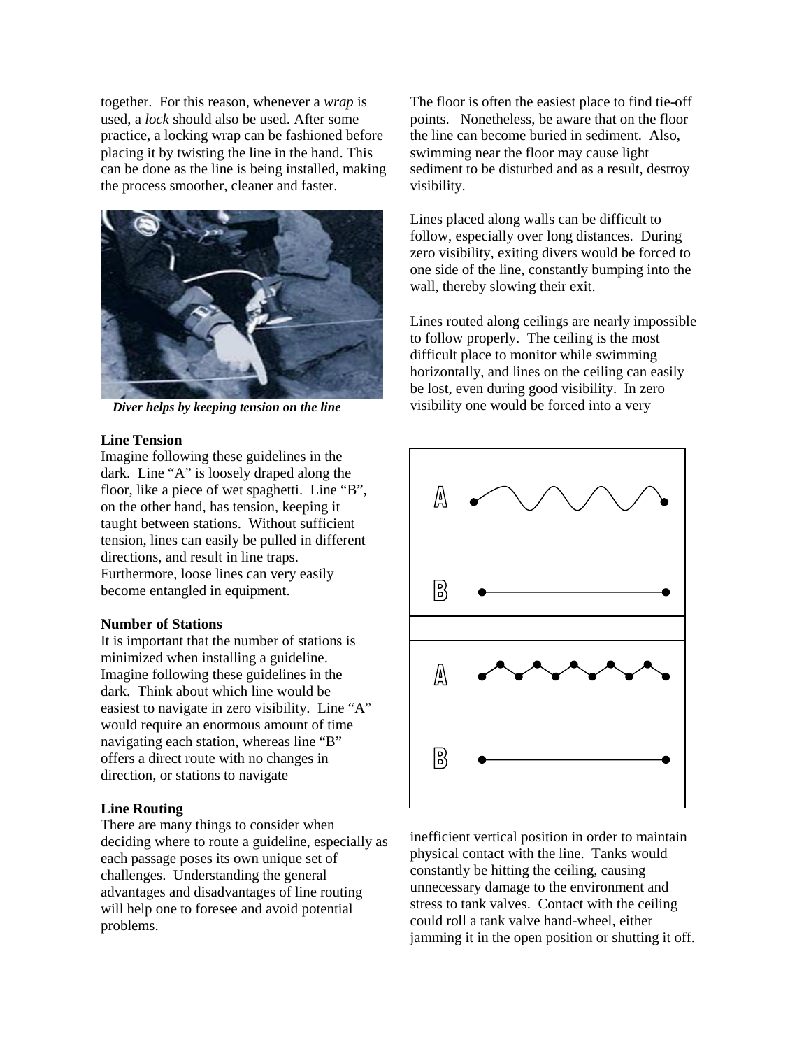together. For this reason, whenever a *wrap* is used, a *lock* should also be used. After some practice, a locking wrap can be fashioned before placing it by twisting the line in the hand. This can be done as the line is being installed, making the process smoother, cleaner and faster.

***Diver helps by keeping tension on the line***

**Line Tension**

Imagine following these guidelines in the dark. Line "A" is loosely draped along the floor, like a piece of wet spaghetti. Line "B", on the other hand, has tension, keeping it taught between stations. Without sufficient tension, lines can easily be pulled in different directions, and result in line traps. Furthermore, loose lines can very easily become entangled in equipment.

**Number of Stations**

It is important that the number of stations is minimized when installing a guideline. Imagine following these guidelines in the dark. Think about which line would be easiest to navigate in zero visibility. Line "A" would require an enormous amount of time navigating each station, whereas line "B" offers a direct route with no changes in direction, or stations to navigate

**Line Routing**

There are many things to consider when deciding where to route a guideline, especially as each passage poses its own unique set of challenges. Understanding the general advantages and disadvantages of line routing will help one to foresee and avoid potential problems.

The floor is often the easiest place to find tie-off points. Nonetheless, be aware that on the floor the line can become buried in sediment. Also, swimming near the floor may cause light sediment to be disturbed and as a result, destroy visibility.

Lines placed along walls can be difficult to follow, especially over long distances. During zero visibility, exiting divers would be forced to one side of the line, constantly bumping into the wall, thereby slowing their exit.

Lines routed along ceilings are nearly impossible to follow properly. The ceiling is the most difficult place to monitor while swimming horizontally, and lines on the ceiling can easily be lost, even during good visibility. In zero visibility one would be forced into a very inefficient vertical position in order to maintain physical contact with the line. Tanks would constantly be hitting the ceiling, causing unnecessary damage to the environment and stress to tank valves. Contact with the ceiling could roll a tank valve hand-wheel, either jamming it in the open position or shutting it off.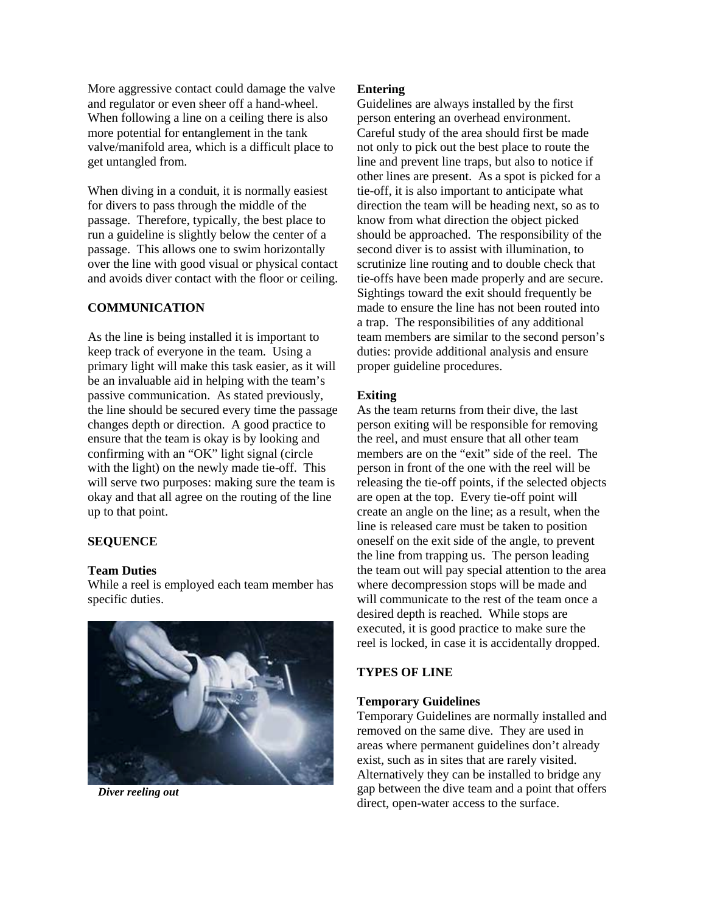More aggressive contact could damage the valve and regulator or even sheer off a hand-wheel. When following a line on a ceiling there is also more potential for entanglement in the tank valve/manifold area, which is a difficult place to get untangled from.

When diving in a conduit, it is normally easiest for divers to pass through the middle of the passage. Therefore, typically, the best place to run a guideline is slightly below the center of a passage. This allows one to swim horizontally over the line with good visual or physical contact and avoids diver contact with the floor or ceiling.

## COMMUNICATION

As the line is being installed it is important to keep track of everyone in the team. Using a primary light will make this task easier, as it will be an invaluable aid in helping with the team's passive communication. As stated previously, the line should be secured every time the passage changes depth or direction. A good practice to ensure that the team is okay is by looking and confirming with an "OK" light signal (circle with the light) on the newly made tie-off. This will serve two purposes: making sure the team is okay and that all agree on the routing of the line up to that point.

## SEQUENCE

### Team Duties

While a reel is employed each team member has specific duties.

*Diver reeling out*

### Entering

Guidelines are always installed by the first person entering an overhead environment. Careful study of the area should first be made not only to pick out the best place to route the line and prevent line traps, but also to notice if other lines are present. As a spot is picked for a tie-off, it is also important to anticipate what direction the team will be heading next, so as to know from what direction the object picked should be approached. The responsibility of the second diver is to assist with illumination, to scrutinize line routing and to double check that tie-offs have been made properly and are secure. Sightings toward the exit should frequently be made to ensure the line has not been routed into a trap. The responsibilities of any additional team members are similar to the second person's duties: provide additional analysis and ensure proper guideline procedures.

### Exiting

As the team returns from their dive, the last person exiting will be responsible for removing the reel, and must ensure that all other team members are on the "exit" side of the reel. The person in front of the one with the reel will be releasing the tie-off points, if the selected objects are open at the top. Every tie-off point will create an angle on the line; as a result, when the line is released care must be taken to position oneself on the exit side of the angle, to prevent the line from trapping us. The person leading the team out will pay special attention to the area where decompression stops will be made and will communicate to the rest of the team once a desired depth is reached. While stops are executed, it is good practice to make sure the reel is locked, in case it is accidentally dropped.

## TYPES OF LINE

### Temporary Guidelines

Temporary Guidelines are normally installed and removed on the same dive. They are used in areas where permanent guidelines don't already exist, such as in sites that are rarely visited. Alternatively they can be installed to bridge any gap between the dive team and a point that offers direct, open-water access to the surface.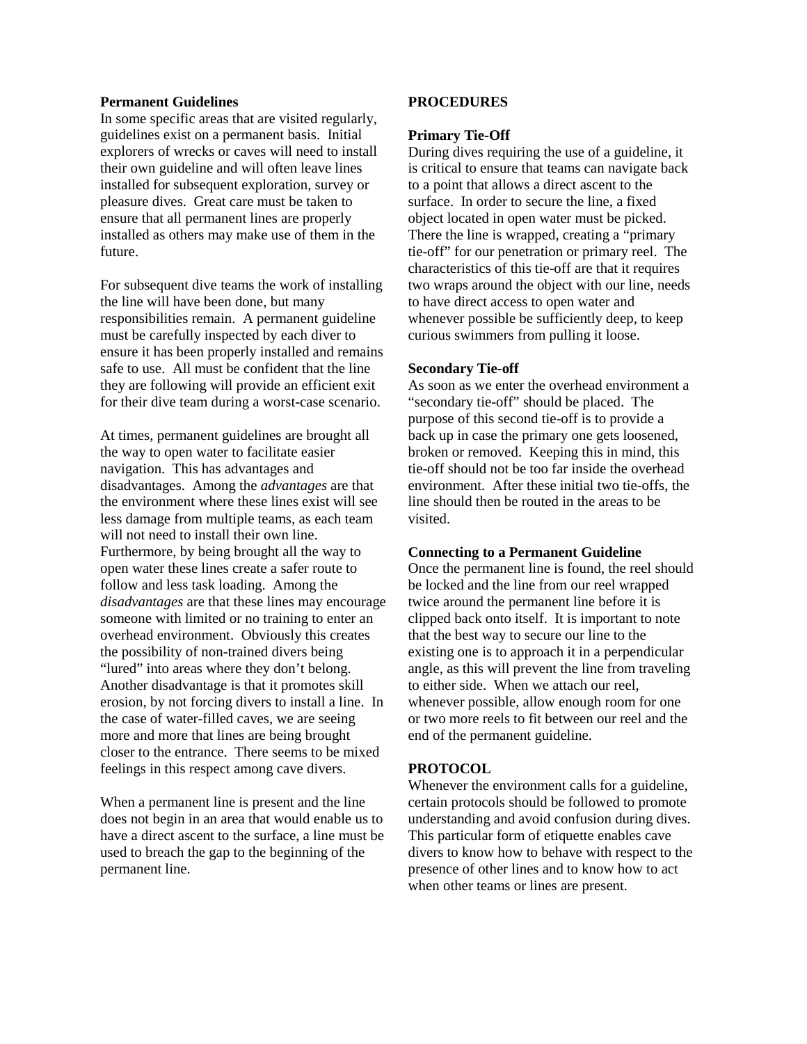**Permanent Guidelines**

In some specific areas that are visited regularly, guidelines exist on a permanent basis. Initial explorers of wrecks or caves will need to install their own guideline and will often leave lines installed for subsequent exploration, survey or pleasure dives. Great care must be taken to ensure that all permanent lines are properly installed as others may make use of them in the future.

For subsequent dive teams the work of installing the line will have been done, but many responsibilities remain. A permanent guideline must be carefully inspected by each diver to ensure it has been properly installed and remains safe to use. All must be confident that the line they are following will provide an efficient exit for their dive team during a worst-case scenario.

At times, permanent guidelines are brought all the way to open water to facilitate easier navigation. This has advantages and disadvantages. Among the *advantages* are that the environment where these lines exist will see less damage from multiple teams, as each team will not need to install their own line. Furthermore, by being brought all the way to open water these lines create a safer route to follow and less task loading. Among the *disadvantages* are that these lines may encourage someone with limited or no training to enter an overhead environment. Obviously this creates the possibility of non-trained divers being "lured" into areas where they don't belong. Another disadvantage is that it promotes skill erosion, by not forcing divers to install a line. In the case of water-filled caves, we are seeing more and more that lines are being brought closer to the entrance. There seems to be mixed feelings in this respect among cave divers.

When a permanent line is present and the line does not begin in an area that would enable us to have a direct ascent to the surface, a line must be used to breach the gap to the beginning of the permanent line.

**PROCEDURES**

**Primary Tie-Off**

During dives requiring the use of a guideline, it is critical to ensure that teams can navigate back to a point that allows a direct ascent to the surface. In order to secure the line, a fixed object located in open water must be picked. There the line is wrapped, creating a "primary tie-off" for our penetration or primary reel. The characteristics of this tie-off are that it requires two wraps around the object with our line, needs to have direct access to open water and whenever possible be sufficiently deep, to keep curious swimmers from pulling it loose.

**Secondary Tie-off**

As soon as we enter the overhead environment a "secondary tie-off" should be placed. The purpose of this second tie-off is to provide a back up in case the primary one gets loosened, broken or removed. Keeping this in mind, this tie-off should not be too far inside the overhead environment. After these initial two tie-offs, the line should then be routed in the areas to be visited.

**Connecting to a Permanent Guideline**

Once the permanent line is found, the reel should be locked and the line from our reel wrapped twice around the permanent line before it is clipped back onto itself. It is important to note that the best way to secure our line to the existing one is to approach it in a perpendicular angle, as this will prevent the line from traveling to either side. When we attach our reel, whenever possible, allow enough room for one or two more reels to fit between our reel and the end of the permanent guideline.

**PROTOCOL**

Whenever the environment calls for a guideline, certain protocols should be followed to promote understanding and avoid confusion during dives. This particular form of etiquette enables cave divers to know how to behave with respect to the presence of other lines and to know how to act when other teams or lines are present.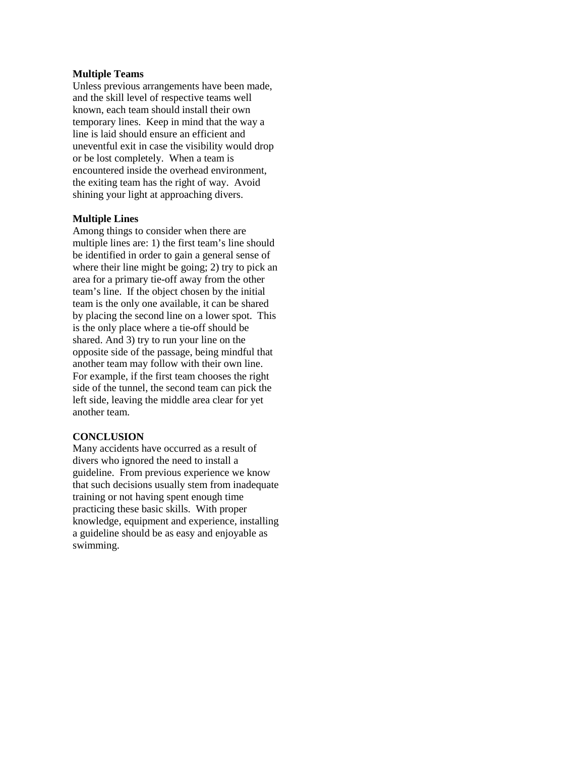**Multiple Teams**

Unless previous arrangements have been made, and the skill level of respective teams well known, each team should install their own temporary lines. Keep in mind that the way a line is laid should ensure an efficient and uneventful exit in case the visibility would drop or be lost completely. When a team is encountered inside the overhead environment, the exiting team has the right of way. Avoid shining your light at approaching divers.

**Multiple Lines**

Among things to consider when there are multiple lines are: 1) the first team's line should be identified in order to gain a general sense of where their line might be going; 2) try to pick an area for a primary tie-off away from the other team's line. If the object chosen by the initial team is the only one available, it can be shared by placing the second line on a lower spot. This is the only place where a tie-off should be shared. And 3) try to run your line on the opposite side of the passage, being mindful that another team may follow with their own line. For example, if the first team chooses the right side of the tunnel, the second team can pick the left side, leaving the middle area clear for yet another team.

## CONCLUSION

Many accidents have occurred as a result of divers who ignored the need to install a guideline. From previous experience we know that such decisions usually stem from inadequate training or not having spent enough time practicing these basic skills. With proper knowledge, equipment and experience, installing a guideline should be as easy and enjoyable as swimming.